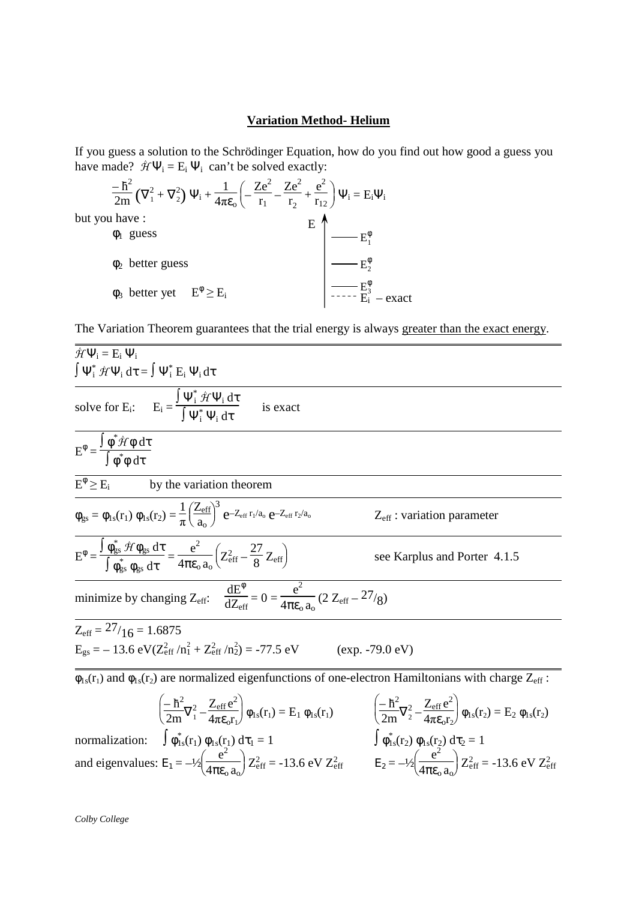**Variation Method- Helium**

If you guess a solution to the Schrödinger Equation, how do you find out how good a guess you have made? $\hat{\mathcal{H}}\Psi_i = E_i\,\Psi_i$ can't be solved exactly:

$$\frac{-\hbar^2}{2m}\left(\nabla_1^2 + \nabla_2^2\right)\Psi_i + \frac{1}{4\pi\varepsilon_o}\left(-\frac{Ze^2}{r_1} - \frac{Ze^2}{r_2} + \frac{e^2}{r_{12}}\right)\Psi_i = E_i\Psi_i$$

but you have :

- $\phi_1$ guess
- $\phi_2$ better guess
- $\phi_3$ better yet $\quad E^\phi \geq E_i$

E: $E_1^\phi$, $E_2^\phi$, $E_3^\phi$, $E_i$ – exact

The Variation Theorem guarantees that the trial energy is always <u>greater than the exact energy</u>.

---

$\hat{\mathcal{H}}\Psi_i = E_i\,\Psi_i$

$\int \Psi_i^* \,\hat{\mathcal{H}}\Psi_i\,d\tau = \int \Psi_i^*\,E_i\,\Psi_i\,d\tau$

---

solve for $E_i$: $\quad E_i = \dfrac{\int \Psi_i^*\,\hat{\mathcal{H}}\Psi_i\,d\tau}{\int \Psi_i^*\,\Psi_i\,d\tau}$ is exact

---

$$E^\phi = \frac{\int \phi^*\hat{\mathcal{H}}\phi\,d\tau}{\int \phi^*\phi\,d\tau}$$

---

$E^\phi \geq E_i$ by the variation theorem

---

$\phi_{gs} = \phi_{1s}(r_1)\,\phi_{1s}(r_2) = \dfrac{1}{\pi}\left(\dfrac{Z_{eff}}{a_o}\right)^3 e^{-Z_{eff}\,r_1/a_o}\,e^{-Z_{eff}\,r_2/a_o}$ $\qquad Z_{eff}$ : variation parameter

---

$E^\phi = \dfrac{\int \phi_{gs}^*\,\hat{\mathcal{H}}\phi_{gs}\,d\tau}{\int \phi_{gs}^*\,\phi_{gs}\,d\tau} = \dfrac{e^2}{4\pi\varepsilon_o\,a_o}\left(Z_{eff}^2 - \dfrac{27}{8}\,Z_{eff}\right)$ $\qquad$ see Karplus and Porter 4.1.5

---

minimize by changing $Z_{eff}$: $\quad \dfrac{dE^\phi}{dZ_{eff}} = 0 = \dfrac{e^2}{4\pi\varepsilon_o\,a_o}\,(2\,Z_{eff} - {}^{27}/_8)$

---

$Z_{eff} = {}^{27}/_{16} = 1.6875$

$E_{gs} = -13.6\text{ eV}(Z_{eff}^2/n_1^2 + Z_{eff}^2/n_2^2) = -77.5\text{ eV}$ $\qquad$ (exp. -79.0 eV)

---

$\phi_{1s}(r_1)$ and $\phi_{1s}(r_2)$ are normalized eigenfunctions of one-electron Hamiltonians with charge $Z_{eff}$ :

$$\left(\frac{-\hbar^2}{2m}\nabla_1^2 - \frac{Z_{eff}\,e^2}{4\pi\varepsilon_o r_1}\right)\phi_{1s}(r_1) = E_1\,\phi_{1s}(r_1) \qquad \left(\frac{-\hbar^2}{2m}\nabla_2^2 - \frac{Z_{eff}\,e^2}{4\pi\varepsilon_o r_2}\right)\phi_{1s}(r_2) = E_2\,\phi_{1s}(r_2)$$

normalization: $\quad \int \phi_{1s}^*(r_1)\,\phi_{1s}(r_1)\,d\tau_1 = 1 \qquad \int \phi_{1s}^*(r_2)\,\phi_{1s}(r_2)\,d\tau_2 = 1$

and eigenvalues: $E_1 = -\frac{1}{2}\left(\dfrac{e^2}{4\pi\varepsilon_o\,a_o}\right)Z_{eff}^2 = -13.6\text{ eV }Z_{eff}^2 \qquad E_2 = -\frac{1}{2}\left(\dfrac{e^2}{4\pi\varepsilon_o\,a_o}\right)Z_{eff}^2 = -13.6\text{ eV }Z_{eff}^2$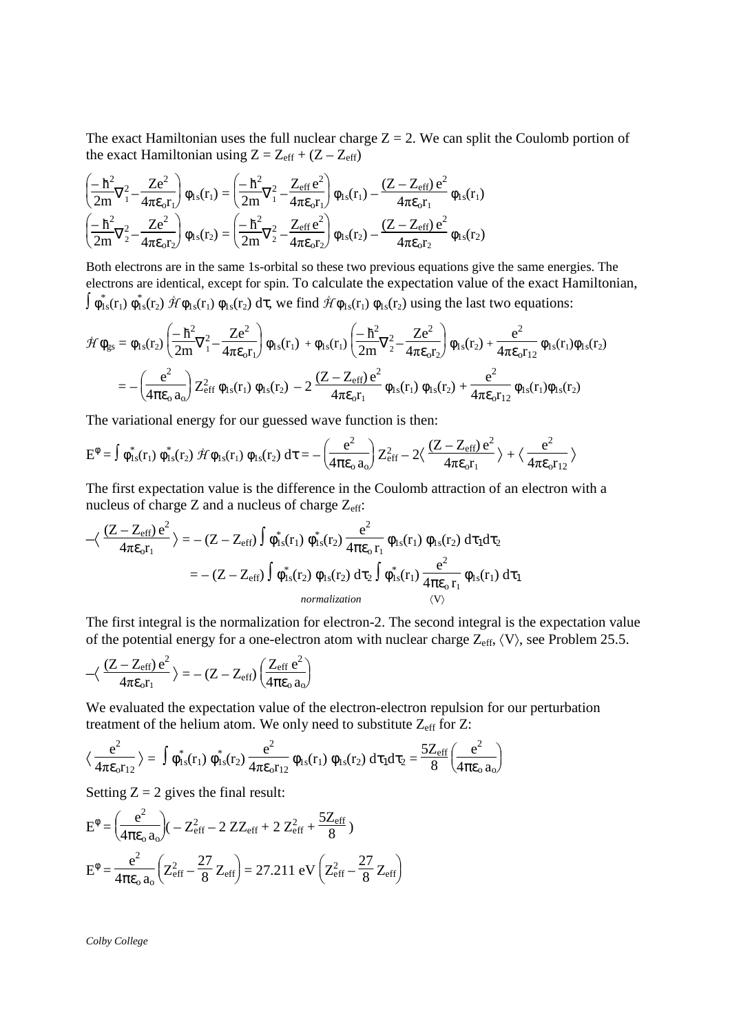The exact Hamiltonian uses the full nuclear charge Z = 2. We can split the Coulomb portion of the exact Hamiltonian using $Z = Z_{eff} + (Z - Z_{eff})$

$$\left(\frac{-\hbar^2}{2m}\nabla_1^2 - \frac{Ze^2}{4\pi\varepsilon_o r_1}\right)\varphi_{1s}(r_1) = \left(\frac{-\hbar^2}{2m}\nabla_1^2 - \frac{Z_{eff}\,e^2}{4\pi\varepsilon_o r_1}\right)\varphi_{1s}(r_1) - \frac{(Z - Z_{eff})\,e^2}{4\pi\varepsilon_o r_1}\varphi_{1s}(r_1)$$

$$\left(\frac{-\hbar^2}{2m}\nabla_2^2 - \frac{Ze^2}{4\pi\varepsilon_o r_2}\right)\varphi_{1s}(r_2) = \left(\frac{-\hbar^2}{2m}\nabla_2^2 - \frac{Z_{eff}\,e^2}{4\pi\varepsilon_o r_2}\right)\varphi_{1s}(r_2) - \frac{(Z - Z_{eff})\,e^2}{4\pi\varepsilon_o r_2}\varphi_{1s}(r_2)$$

Both electrons are in the same 1s-orbital so these two previous equations give the same energies. The electrons are identical, except for spin. To calculate the expectation value of the exact Hamiltonian, $\int \varphi_{1s}^*(r_1)\,\varphi_{1s}^*(r_2)\,\hat{\mathcal{H}}\,\varphi_{1s}(r_1)\,\varphi_{1s}(r_2)\,d\tau$, we find $\hat{\mathcal{H}}\,\varphi_{1s}(r_1)\,\varphi_{1s}(r_2)$ using the last two equations:

$$\hat{\mathcal{H}}\,\varphi_{gs} = \varphi_{1s}(r_2)\left(\frac{-\hbar^2}{2m}\nabla_1^2 - \frac{Ze^2}{4\pi\varepsilon_o r_1}\right)\varphi_{1s}(r_1) + \varphi_{1s}(r_1)\left(\frac{-\hbar^2}{2m}\nabla_2^2 - \frac{Ze^2}{4\pi\varepsilon_o r_2}\right)\varphi_{1s}(r_2) + \frac{e^2}{4\pi\varepsilon_o r_{12}}\varphi_{1s}(r_1)\varphi_{1s}(r_2)$$

$$= -\left(\frac{e^2}{4\pi\varepsilon_o a_o}\right)Z_{eff}^2\,\varphi_{1s}(r_1)\,\varphi_{1s}(r_2) - 2\,\frac{(Z - Z_{eff})\,e^2}{4\pi\varepsilon_o r_1}\varphi_{1s}(r_1)\,\varphi_{1s}(r_2) + \frac{e^2}{4\pi\varepsilon_o r_{12}}\varphi_{1s}(r_1)\varphi_{1s}(r_2)$$

The variational energy for our guessed wave function is then:

$$E^{\varphi} = \int \varphi_{1s}^*(r_1)\,\varphi_{1s}^*(r_2)\,\hat{\mathcal{H}}\,\varphi_{1s}(r_1)\,\varphi_{1s}(r_2)\,d\tau = -\left(\frac{e^2}{4\pi\varepsilon_o a_o}\right)Z_{eff}^2 - 2\left\langle\frac{(Z - Z_{eff})\,e^2}{4\pi\varepsilon_o r_1}\right\rangle + \left\langle\frac{e^2}{4\pi\varepsilon_o r_{12}}\right\rangle$$

The first expectation value is the difference in the Coulomb attraction of an electron with a nucleus of charge Z and a nucleus of charge $Z_{eff}$:

$$-\left\langle\frac{(Z - Z_{eff})\,e^2}{4\pi\varepsilon_o r_1}\right\rangle = -(Z - Z_{eff})\int \varphi_{1s}^*(r_1)\,\varphi_{1s}^*(r_2)\,\frac{e^2}{4\pi\varepsilon_o r_1}\,\varphi_{1s}(r_1)\,\varphi_{1s}(r_2)\,d\tau_1 d\tau_2$$

$$= -(Z - Z_{eff})\underbrace{\int \varphi_{1s}^*(r_2)\,\varphi_{1s}(r_2)\,d\tau_2}_{normalization}\;\underbrace{\int \varphi_{1s}^*(r_1)\,\frac{e^2}{4\pi\varepsilon_o r_1}\,\varphi_{1s}(r_1)\,d\tau_1}_{\langle V\rangle}$$

The first integral is the normalization for electron-2. The second integral is the expectation value of the potential energy for a one-electron atom with nuclear charge $Z_{eff}$, $\langle V\rangle$, see Problem 25.5.

$$-\left\langle\frac{(Z - Z_{eff})\,e^2}{4\pi\varepsilon_o r_1}\right\rangle = -(Z - Z_{eff})\left(\frac{Z_{eff}\,e^2}{4\pi\varepsilon_o a_o}\right)$$

We evaluated the expectation value of the electron-electron repulsion for our perturbation treatment of the helium atom. We only need to substitute $Z_{eff}$ for Z:

$$\left\langle\frac{e^2}{4\pi\varepsilon_o r_{12}}\right\rangle = \int \varphi_{1s}^*(r_1)\,\varphi_{1s}^*(r_2)\,\frac{e^2}{4\pi\varepsilon_o r_{12}}\,\varphi_{1s}(r_1)\,\varphi_{1s}(r_2)\,d\tau_1 d\tau_2 = \frac{5Z_{eff}}{8}\left(\frac{e^2}{4\pi\varepsilon_o a_o}\right)$$

Setting Z = 2 gives the final result:

$$E^{\varphi} = \left(\frac{e^2}{4\pi\varepsilon_o a_o}\right)\left(-Z_{eff}^2 - 2\,ZZ_{eff} + 2\,Z_{eff}^2 + \frac{5Z_{eff}}{8}\right)$$

$$E^{\varphi} = \frac{e^2}{4\pi\varepsilon_o a_o}\left(Z_{eff}^2 - \frac{27}{8}\,Z_{eff}\right) = 27.211\text{ eV}\left(Z_{eff}^2 - \frac{27}{8}\,Z_{eff}\right)$$

*Colby College*